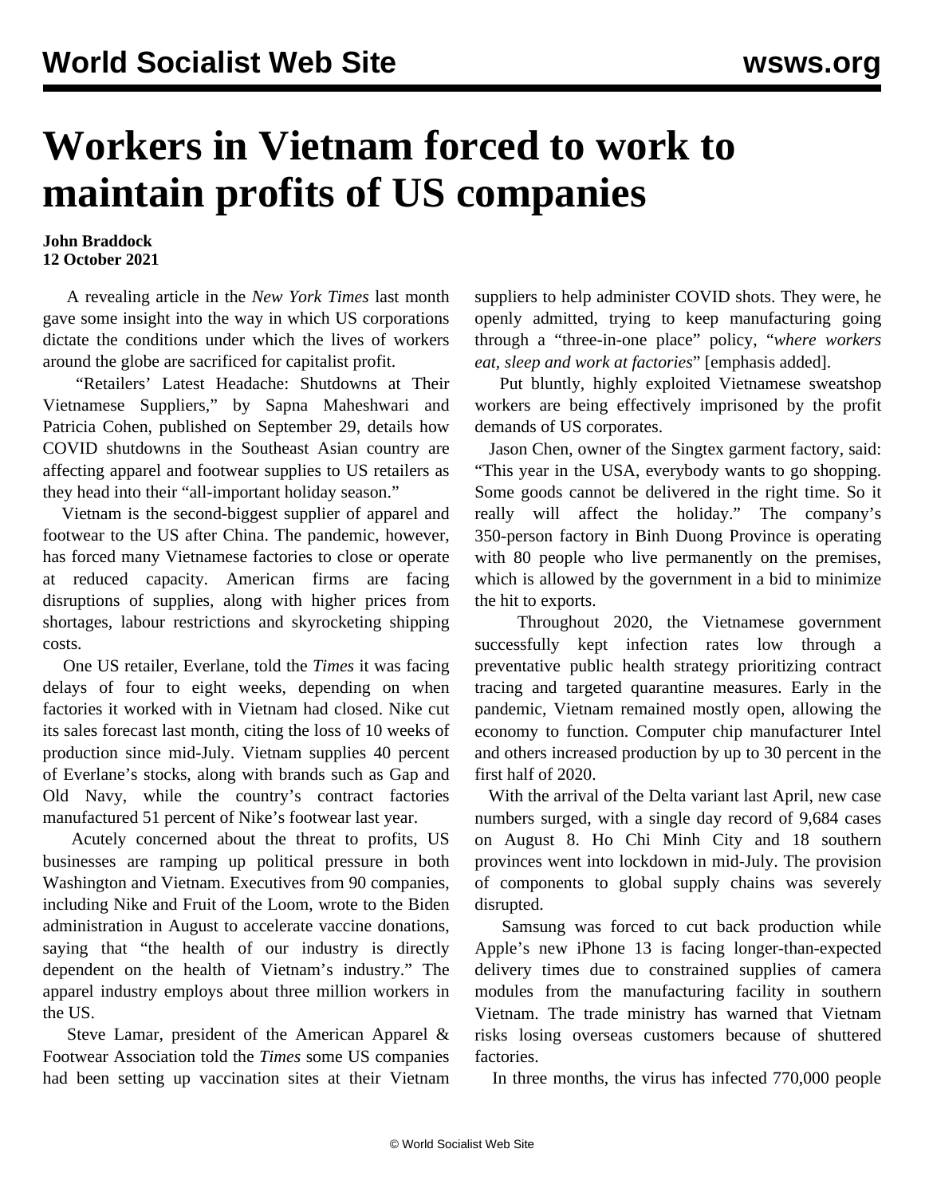# Workers in Vietnam forced to work to maintain profits of US companies

**John Braddock**
**12 October 2021**

A revealing article in the *New York Times* last month gave some insight into the way in which US corporations dictate the conditions under which the lives of workers around the globe are sacrificed for capitalist profit.

"Retailers' Latest Headache: Shutdowns at Their Vietnamese Suppliers," by Sapna Maheshwari and Patricia Cohen, published on September 29, details how COVID shutdowns in the Southeast Asian country are affecting apparel and footwear supplies to US retailers as they head into their "all-important holiday season."

Vietnam is the second-biggest supplier of apparel and footwear to the US after China. The pandemic, however, has forced many Vietnamese factories to close or operate at reduced capacity. American firms are facing disruptions of supplies, along with higher prices from shortages, labour restrictions and skyrocketing shipping costs.

One US retailer, Everlane, told the *Times* it was facing delays of four to eight weeks, depending on when factories it worked with in Vietnam had closed. Nike cut its sales forecast last month, citing the loss of 10 weeks of production since mid-July. Vietnam supplies 40 percent of Everlane's stocks, along with brands such as Gap and Old Navy, while the country's contract factories manufactured 51 percent of Nike's footwear last year.

Acutely concerned about the threat to profits, US businesses are ramping up political pressure in both Washington and Vietnam. Executives from 90 companies, including Nike and Fruit of the Loom, wrote to the Biden administration in August to accelerate vaccine donations, saying that "the health of our industry is directly dependent on the health of Vietnam's industry." The apparel industry employs about three million workers in the US.

Steve Lamar, president of the American Apparel & Footwear Association told the *Times* some US companies had been setting up vaccination sites at their Vietnam suppliers to help administer COVID shots. They were, he openly admitted, trying to keep manufacturing going through a "three-in-one place" policy, "*where workers eat, sleep and work at factories*" [emphasis added].

Put bluntly, highly exploited Vietnamese sweatshop workers are being effectively imprisoned by the profit demands of US corporates.

Jason Chen, owner of the Singtex garment factory, said: "This year in the USA, everybody wants to go shopping. Some goods cannot be delivered in the right time. So it really will affect the holiday." The company's 350-person factory in Binh Duong Province is operating with 80 people who live permanently on the premises, which is allowed by the government in a bid to minimize the hit to exports.

Throughout 2020, the Vietnamese government successfully kept infection rates low through a preventative public health strategy prioritizing contract tracing and targeted quarantine measures. Early in the pandemic, Vietnam remained mostly open, allowing the economy to function. Computer chip manufacturer Intel and others increased production by up to 30 percent in the first half of 2020.

With the arrival of the Delta variant last April, new case numbers surged, with a single day record of 9,684 cases on August 8. Ho Chi Minh City and 18 southern provinces went into lockdown in mid-July. The provision of components to global supply chains was severely disrupted.

Samsung was forced to cut back production while Apple's new iPhone 13 is facing longer-than-expected delivery times due to constrained supplies of camera modules from the manufacturing facility in southern Vietnam. The trade ministry has warned that Vietnam risks losing overseas customers because of shuttered factories.

In three months, the virus has infected 770,000 people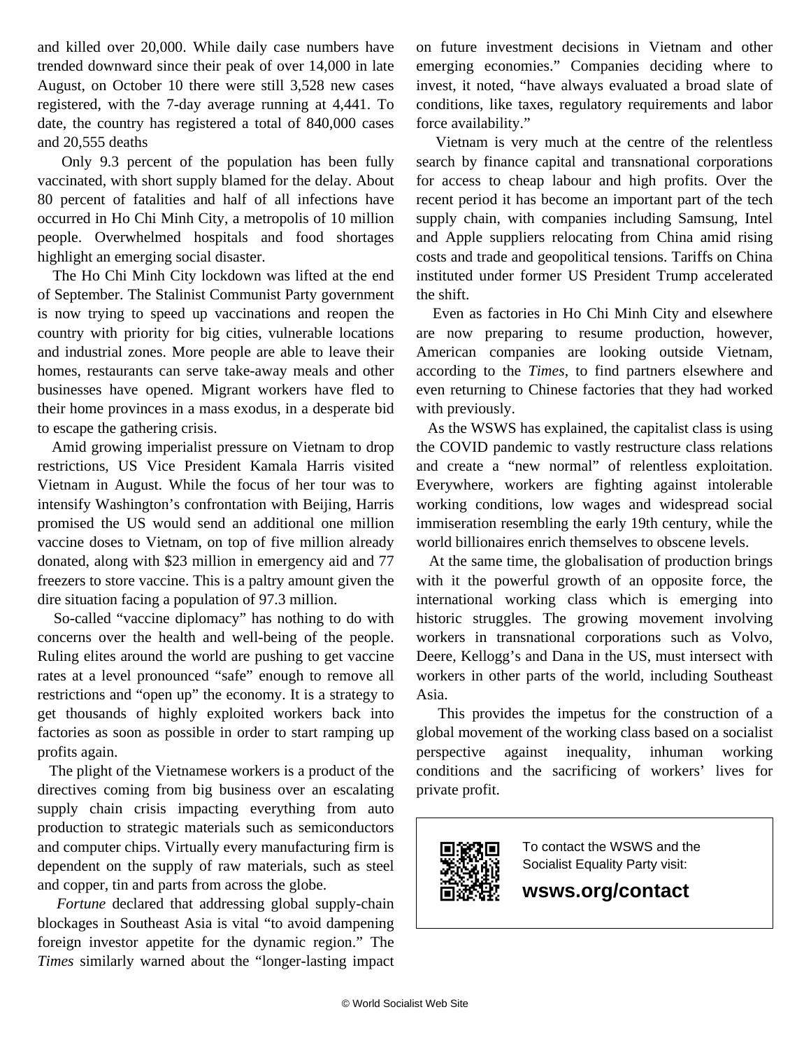and killed over 20,000. While daily case numbers have trended downward since their peak of over 14,000 in late August, on October 10 there were still 3,528 new cases registered, with the 7-day average running at 4,441. To date, the country has registered a total of 840,000 cases and 20,555 deaths

Only 9.3 percent of the population has been fully vaccinated, with short supply blamed for the delay. About 80 percent of fatalities and half of all infections have occurred in Ho Chi Minh City, a metropolis of 10 million people. Overwhelmed hospitals and food shortages highlight an emerging social disaster.

The Ho Chi Minh City lockdown was lifted at the end of September. The Stalinist Communist Party government is now trying to speed up vaccinations and reopen the country with priority for big cities, vulnerable locations and industrial zones. More people are able to leave their homes, restaurants can serve take-away meals and other businesses have opened. Migrant workers have fled to their home provinces in a mass exodus, in a desperate bid to escape the gathering crisis.

Amid growing imperialist pressure on Vietnam to drop restrictions, US Vice President Kamala Harris visited Vietnam in August. While the focus of her tour was to intensify Washington's confrontation with Beijing, Harris promised the US would send an additional one million vaccine doses to Vietnam, on top of five million already donated, along with $23 million in emergency aid and 77 freezers to store vaccine. This is a paltry amount given the dire situation facing a population of 97.3 million.

So-called "vaccine diplomacy" has nothing to do with concerns over the health and well-being of the people. Ruling elites around the world are pushing to get vaccine rates at a level pronounced "safe" enough to remove all restrictions and "open up" the economy. It is a strategy to get thousands of highly exploited workers back into factories as soon as possible in order to start ramping up profits again.

The plight of the Vietnamese workers is a product of the directives coming from big business over an escalating supply chain crisis impacting everything from auto production to strategic materials such as semiconductors and computer chips. Virtually every manufacturing firm is dependent on the supply of raw materials, such as steel and copper, tin and parts from across the globe.

*Fortune* declared that addressing global supply-chain blockages in Southeast Asia is vital "to avoid dampening foreign investor appetite for the dynamic region." The *Times* similarly warned about the "longer-lasting impact on future investment decisions in Vietnam and other emerging economies." Companies deciding where to invest, it noted, "have always evaluated a broad slate of conditions, like taxes, regulatory requirements and labor force availability."

Vietnam is very much at the centre of the relentless search by finance capital and transnational corporations for access to cheap labour and high profits. Over the recent period it has become an important part of the tech supply chain, with companies including Samsung, Intel and Apple suppliers relocating from China amid rising costs and trade and geopolitical tensions. Tariffs on China instituted under former US President Trump accelerated the shift.

Even as factories in Ho Chi Minh City and elsewhere are now preparing to resume production, however, American companies are looking outside Vietnam, according to the *Times*, to find partners elsewhere and even returning to Chinese factories that they had worked with previously.

As the WSWS has explained, the capitalist class is using the COVID pandemic to vastly restructure class relations and create a "new normal" of relentless exploitation. Everywhere, workers are fighting against intolerable working conditions, low wages and widespread social immiseration resembling the early 19th century, while the world billionaires enrich themselves to obscene levels.

At the same time, the globalisation of production brings with it the powerful growth of an opposite force, the international working class which is emerging into historic struggles. The growing movement involving workers in transnational corporations such as Volvo, Deere, Kellogg's and Dana in the US, must intersect with workers in other parts of the world, including Southeast Asia.

This provides the impetus for the construction of a global movement of the working class based on a socialist perspective against inequality, inhuman working conditions and the sacrificing of workers' lives for private profit.

To contact the WSWS and the Socialist Equality Party visit:

**wsws.org/contact**